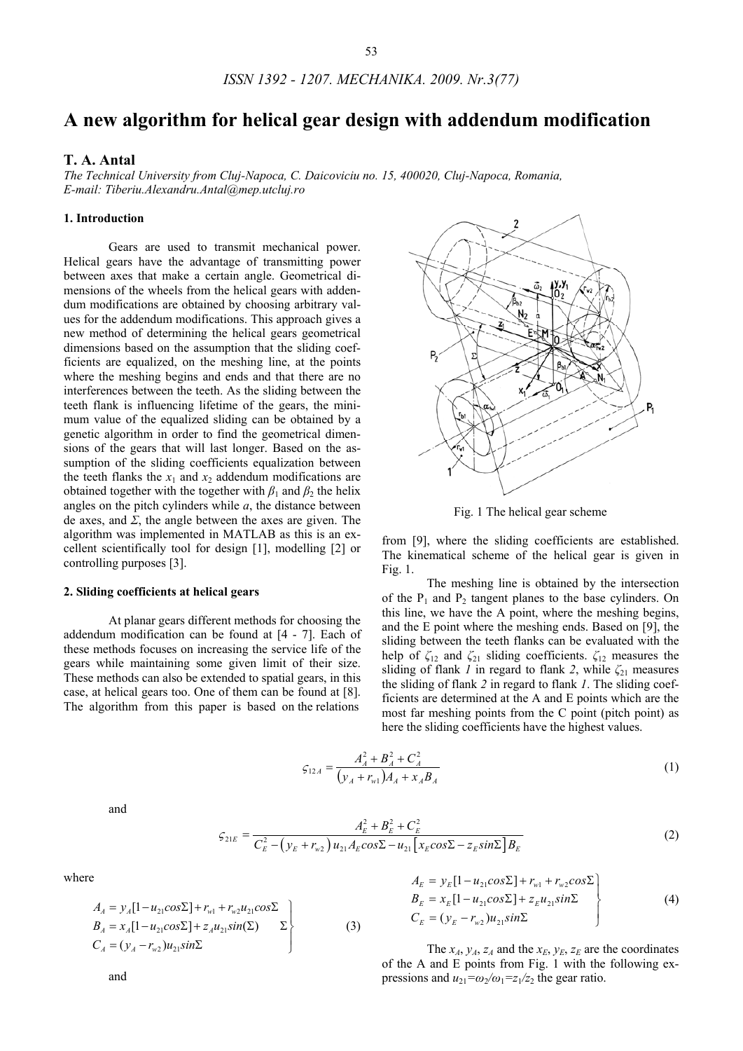# A new algorithm for helical gear design with addendum modification

## T. A. Antal

*The Technical University from Cluj-Napoca, C. Daicoviciu no. 15, 400020, Cluj-Napoca, Romania, E-mail: Tiberiu.Alexandru.Antal@mep.utcluj.ro*

### 1. Introduction

Gears are used to transmit mechanical power. Helical gears have the advantage of transmitting power between axes that make a certain angle. Geometrical dimensions of the wheels from the helical gears with addendum modifications are obtained by choosing arbitrary values for the addendum modifications. This approach gives a new method of determining the helical gears geometrical dimensions based on the assumption that the sliding coefficients are equalized, on the meshing line, at the points where the meshing begins and ends and that there are no interferences between the teeth. As the sliding between the teeth flank is influencing lifetime of the gears, the minimum value of the equalized sliding can be obtained by a genetic algorithm in order to find the geometrical dimensions of the gears that will last longer. Based on the assumption of the sliding coefficients equalization between the teeth flanks the $x_1$ and $x_2$ addendum modifications are obtained together with the together with $\beta_1$ and $\beta_2$ the helix angles on the pitch cylinders while $a$, the distance between de axes, and $\Sigma$, the angle between the axes are given. The algorithm was implemented in MATLAB as this is an excellent scientifically tool for design [1], modelling [2] or controlling purposes [3].

### 2. Sliding coefficients at helical gears

At planar gears different methods for choosing the addendum modification can be found at [4 - 7]. Each of these methods focuses on increasing the service life of the gears while maintaining some given limit of their size. These methods can also be extended to spatial gears, in this case, at helical gears too. One of them can be found at [8]. The algorithm from this paper is based on the relations from [9], where the sliding coefficients are established. The kinematical scheme of the helical gear is given in Fig. 1.

Fig. 1 The helical gear scheme

The meshing line is obtained by the intersection of the $P_1$ and $P_2$ tangent planes to the base cylinders. On this line, we have the A point, where the meshing begins, and the E point where the meshing ends. Based on [9], the sliding between the teeth flanks can be evaluated with the help of $\zeta_{12}$ and $\zeta_{21}$ sliding coefficients. $\zeta_{12}$ measures the sliding of flank *1* in regard to flank *2*, while $\zeta_{21}$ measures the sliding of flank *2* in regard to flank *1*. The sliding coefficients are determined at the A and E points which are the most far meshing points from the C point (pitch point) as here the sliding coefficients have the highest values.

$$\varsigma_{12A} = \frac{A_A^2 + B_A^2 + C_A^2}{\left(y_A + r_{w1}\right)A_A + x_A B_A} \tag{1}$$

and

$$\varsigma_{21E} = \frac{A_E^2 + B_E^2 + C_E^2}{C_E^2 - \left(y_E + r_{w2}\right)u_{21}A_E cos\Sigma - u_{21}\left[x_E cos\Sigma - z_E sin\Sigma\right]B_E} \tag{2}$$

where

$$\left.\begin{aligned} A_A &= y_A[1 - u_{21}cos\Sigma] + r_{w1} + r_{w2}u_{21}cos\Sigma \\ B_A &= x_A[1 - u_{21}cos\Sigma] + z_A u_{21}sin(\Sigma) \quad \Sigma \\ C_A &= (y_A - r_{w2})u_{21}sin\Sigma \end{aligned}\right\} \tag{3}$$

and

$$\left.\begin{aligned} A_E &= y_E[1 - u_{21}cos\Sigma] + r_{w1} + r_{w2}cos\Sigma \\ B_E &= x_E[1 - u_{21}cos\Sigma] + z_E u_{21}sin\Sigma \\ C_E &= (y_E - r_{w2})u_{21}sin\Sigma \end{aligned}\right\} \tag{4}$$

The $x_A$, $y_A$, $z_A$ and the $x_E$, $y_E$, $z_E$ are the coordinates of the A and E points from Fig. 1 with the following expressions and $u_{21}=\omega_2/\omega_1=z_1/z_2$ the gear ratio.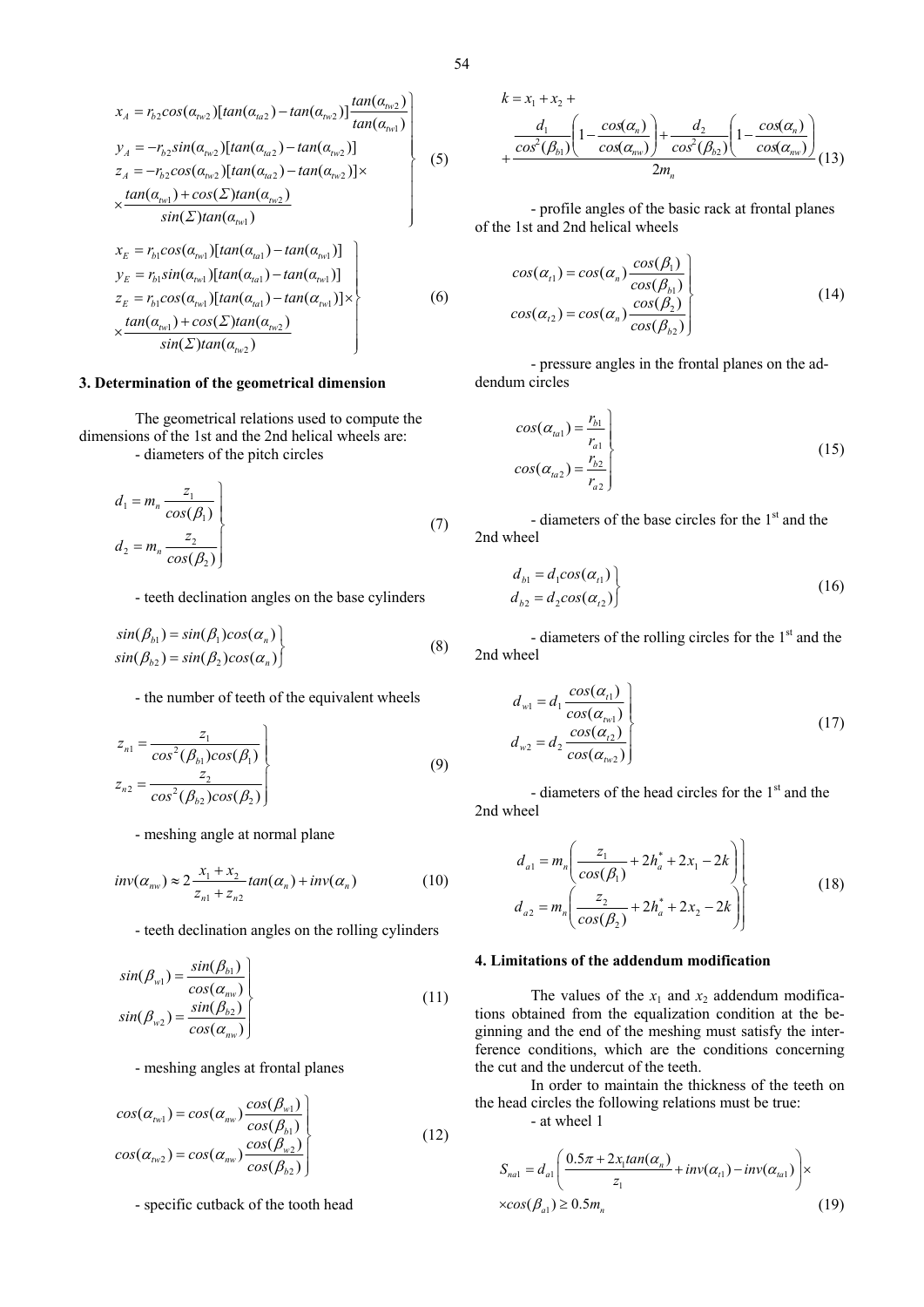$$\left.\begin{aligned}
x_A &= r_{b2}cos(\alpha_{tw2})[tan(\alpha_{ta2}) - tan(\alpha_{tw2})]\frac{tan(\alpha_{tw2})}{tan(\alpha_{tw1})} \\
y_A &= -r_{b2}sin(\alpha_{tw2})[tan(\alpha_{ta2}) - tan(\alpha_{tw2})] \\
z_A &= -r_{b2}cos(\alpha_{tw2})[tan(\alpha_{ta2}) - tan(\alpha_{tw2})]\times \\
&\times\frac{tan(\alpha_{tw1}) + cos(\Sigma)tan(\alpha_{tw2})}{sin(\Sigma)tan(\alpha_{tw1})}
\end{aligned}\right\} \tag{5}$$

$$\left.\begin{aligned}
x_E &= r_{b1}cos(\alpha_{tw1})[tan(\alpha_{ta1}) - tan(\alpha_{tw1})] \\
y_E &= r_{b1}sin(\alpha_{tw1})[tan(\alpha_{ta1}) - tan(\alpha_{tw1})] \\
z_E &= r_{b1}cos(\alpha_{tw1})[tan(\alpha_{ta1}) - tan(\alpha_{tw1})]\times \\
&\times\frac{tan(\alpha_{tw1}) + cos(\Sigma)tan(\alpha_{tw2})}{sin(\Sigma)tan(\alpha_{tw2})}
\end{aligned}\right\} \tag{6}$$

### 3. Determination of the geometrical dimension

The geometrical relations used to compute the dimensions of the 1st and the 2nd helical wheels are:

- diameters of the pitch circles

$$\left.\begin{aligned}
d_1 &= m_n\frac{z_1}{cos(\beta_1)} \\
d_2 &= m_n\frac{z_2}{cos(\beta_2)}
\end{aligned}\right\} \tag{7}$$

- teeth declination angles on the base cylinders

$$\left.\begin{aligned}
sin(\beta_{b1}) &= sin(\beta_1)cos(\alpha_n) \\
sin(\beta_{b2}) &= sin(\beta_2)cos(\alpha_n)
\end{aligned}\right\} \tag{8}$$

- the number of teeth of the equivalent wheels

$$\left.\begin{aligned}
z_{n1} &= \frac{z_1}{cos^2(\beta_{b1})cos(\beta_1)} \\
z_{n2} &= \frac{z_2}{cos^2(\beta_{b2})cos(\beta_2)}
\end{aligned}\right\} \tag{9}$$

- meshing angle at normal plane

$$inv(\alpha_{nw}) \approx 2\frac{x_1 + x_2}{z_{n1} + z_{n2}}tan(\alpha_n) + inv(\alpha_n) \tag{10}$$

- teeth declination angles on the rolling cylinders

$$\left.\begin{aligned}
sin(\beta_{w1}) &= \frac{sin(\beta_{b1})}{cos(\alpha_{nw})} \\
sin(\beta_{w2}) &= \frac{sin(\beta_{b2})}{cos(\alpha_{nw})}
\end{aligned}\right\} \tag{11}$$

- meshing angles at frontal planes

$$\left.\begin{aligned}
cos(\alpha_{tw1}) &= cos(\alpha_{nw})\frac{cos(\beta_{w1})}{cos(\beta_{b1})} \\
cos(\alpha_{tw2}) &= cos(\alpha_{nw})\frac{cos(\beta_{w2})}{cos(\beta_{b2})}
\end{aligned}\right\} \tag{12}$$

- specific cutback of the tooth head

$$k = x_1 + x_2 + \frac{\frac{d_1}{cos^2(\beta_{b1})}\left(1 - \frac{cos(\alpha_n)}{cos(\alpha_{nw})}\right) + \frac{d_2}{cos^2(\beta_{b2})}\left(1 - \frac{cos(\alpha_n)}{cos(\alpha_{nw})}\right)}{2m_n} \tag{13}$$

- profile angles of the basic rack at frontal planes of the 1st and 2nd helical wheels

$$\left.\begin{aligned}
cos(\alpha_{t1}) &= cos(\alpha_n)\frac{cos(\beta_1)}{cos(\beta_{b1})} \\
cos(\alpha_{t2}) &= cos(\alpha_n)\frac{cos(\beta_2)}{cos(\beta_{b2})}
\end{aligned}\right\} \tag{14}$$

- pressure angles in the frontal planes on the addendum circles

$$\left.\begin{aligned}
cos(\alpha_{ta1}) &= \frac{r_{b1}}{r_{a1}} \\
cos(\alpha_{ta2}) &= \frac{r_{b2}}{r_{a2}}
\end{aligned}\right\} \tag{15}$$

- diameters of the base circles for the 1st and the 2nd wheel

$$\left.\begin{aligned}
d_{b1} &= d_1cos(\alpha_{t1}) \\
d_{b2} &= d_2cos(\alpha_{t2})
\end{aligned}\right\} \tag{16}$$

- diameters of the rolling circles for the 1st and the 2nd wheel

$$\left.\begin{aligned}
d_{w1} &= d_1\frac{cos(\alpha_{t1})}{cos(\alpha_{tw1})} \\
d_{w2} &= d_2\frac{cos(\alpha_{t2})}{cos(\alpha_{tw2})}
\end{aligned}\right\} \tag{17}$$

- diameters of the head circles for the 1st and the 2nd wheel

$$\left.\begin{aligned}
d_{a1} &= m_n\left(\frac{z_1}{cos(\beta_1)} + 2h_a^* + 2x_1 - 2k\right) \\
d_{a2} &= m_n\left(\frac{z_2}{cos(\beta_2)} + 2h_a^* + 2x_2 - 2k\right)
\end{aligned}\right\} \tag{18}$$

### 4. Limitations of the addendum modification

The values of the $x_1$ and $x_2$ addendum modifications obtained from the equalization condition at the beginning and the end of the meshing must satisfy the interference conditions, which are the conditions concerning the cut and the undercut of the teeth.

In order to maintain the thickness of the teeth on the head circles the following relations must be true:

- at wheel 1

$$S_{na1} = d_{a1}\left(\frac{0.5\pi + 2x_1tan(\alpha_n)}{z_1} + inv(\alpha_{t1}) - inv(\alpha_{ta1})\right)\times cos(\beta_{a1}) \geq 0.5m_n \tag{19}$$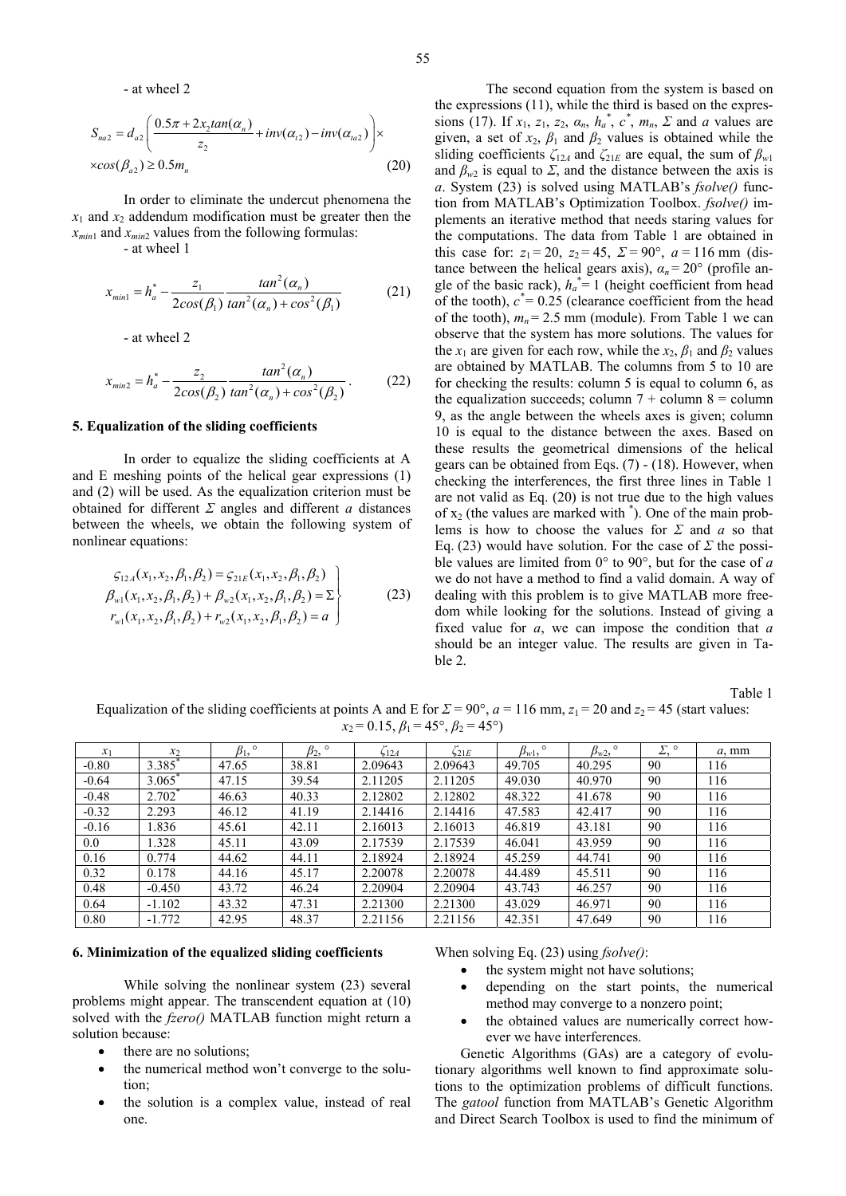- at wheel 2

$$S_{na2} = d_{a2}\left(\frac{0.5\pi + 2x_2 tan(\alpha_n)}{z_2} + inv(\alpha_{t2}) - inv(\alpha_{ta2})\right)\times$$
$$\times cos(\beta_{a2}) \geq 0.5m_n \tag{20}$$

In order to eliminate the undercut phenomena the $x_1$ and $x_2$ addendum modification must be greater then the $x_{min1}$ and $x_{min2}$ values from the following formulas:

- at wheel 1

$$x_{min1} = h_a^* - \frac{z_1}{2cos(\beta_1)}\frac{tan^2(\alpha_n)}{tan^2(\alpha_n) + cos^2(\beta_1)} \tag{21}$$

- at wheel 2

$$x_{min2} = h_a^* - \frac{z_2}{2cos(\beta_2)}\frac{tan^2(\alpha_n)}{tan^2(\alpha_n) + cos^2(\beta_2)}. \tag{22}$$

## 5. Equalization of the sliding coefficients

In order to equalize the sliding coefficients at A and E meshing points of the helical gear expressions (1) and (2) will be used. As the equalization criterion must be obtained for different $\Sigma$ angles and different $a$ distances between the wheels, we obtain the following system of nonlinear equations:

$$\left.\begin{aligned} \varsigma_{12A}(x_1,x_2,\beta_1,\beta_2) &= \varsigma_{21E}(x_1,x_2,\beta_1,\beta_2) \\ \beta_{w1}(x_1,x_2,\beta_1,\beta_2) + \beta_{w2}(x_1,x_2,\beta_1,\beta_2) &= \Sigma \\ r_{w1}(x_1,x_2,\beta_1,\beta_2) + r_{w2}(x_1,x_2,\beta_1,\beta_2) &= a \end{aligned}\right\} \tag{23}$$

The second equation from the system is based on the expressions (11), while the third is based on the expressions (17). If $x_1$, $z_1$, $z_2$, $\alpha_n$, $h_a^*$, $c^*$, $m_n$, $\Sigma$ and $a$ values are given, a set of $x_2$, $\beta_1$ and $\beta_2$ values is obtained while the sliding coefficients $\zeta_{12A}$ and $\zeta_{21E}$ are equal, the sum of $\beta_{w1}$ and $\beta_{w2}$ is equal to $\Sigma$, and the distance between the axis is $a$. System (23) is solved using MATLAB's *fsolve()* function from MATLAB's Optimization Toolbox. *fsolve()* implements an iterative method that needs staring values for the computations. The data from Table 1 are obtained in this case for: $z_1 = 20$, $z_2 = 45$, $\Sigma = 90°$, $a = 116$ mm (distance between the helical gears axis), $\alpha_n = 20°$ (profile angle of the basic rack), $h_a^* = 1$ (height coefficient from head of the tooth), $c^* = 0.25$ (clearance coefficient from the head of the tooth), $m_n = 2.5$ mm (module). From Table 1 we can observe that the system has more solutions. The values for the $x_1$ are given for each row, while the $x_2$, $\beta_1$ and $\beta_2$ values are obtained by MATLAB. The columns from 5 to 10 are for checking the results: column 5 is equal to column 6, as the equalization succeeds; column 7 + column 8 = column 9, as the angle between the wheels axes is given; column 10 is equal to the distance between the axes. Based on these results the geometrical dimensions of the helical gears can be obtained from Eqs. (7) - (18). However, when checking the interferences, the first three lines in Table 1 are not valid as Eq. (20) is not true due to the high values of $x_2$ (the values are marked with *). One of the main problems is how to choose the values for $\Sigma$ and $a$ so that Eq. (23) would have solution. For the case of $\Sigma$ the possible values are limited from 0° to 90°, but for the case of $a$ we do not have a method to find a valid domain. A way of dealing with this problem is to give MATLAB more freedom while looking for the solutions. Instead of giving a fixed value for $a$, we can impose the condition that $a$ should be an integer value. The results are given in Table 2.

Table 1

Equalization of the sliding coefficients at points A and E for $\Sigma = 90°$, $a = 116$ mm, $z_1 = 20$ and $z_2 = 45$ (start values: $x_2 = 0.15$, $\beta_1 = 45°$, $\beta_2 = 45°$)

| $x_1$ | $x_2$ | $\beta_1$, ° | $\beta_2$, ° | $\zeta_{12A}$ | $\zeta_{21E}$ | $\beta_{w1}$, ° | $\beta_{w2}$, ° | $\Sigma$, ° | $a$, mm |
|---|---|---|---|---|---|---|---|---|---|
| -0.80 | 3.385* | 47.65 | 38.81 | 2.09643 | 2.09643 | 49.705 | 40.295 | 90 | 116 |
| -0.64 | 3.065* | 47.15 | 39.54 | 2.11205 | 2.11205 | 49.030 | 40.970 | 90 | 116 |
| -0.48 | 2.702* | 46.63 | 40.33 | 2.12802 | 2.12802 | 48.322 | 41.678 | 90 | 116 |
| -0.32 | 2.293 | 46.12 | 41.19 | 2.14416 | 2.14416 | 47.583 | 42.417 | 90 | 116 |
| -0.16 | 1.836 | 45.61 | 42.11 | 2.16013 | 2.16013 | 46.819 | 43.181 | 90 | 116 |
| 0.0 | 1.328 | 45.11 | 43.09 | 2.17539 | 2.17539 | 46.041 | 43.959 | 90 | 116 |
| 0.16 | 0.774 | 44.62 | 44.11 | 2.18924 | 2.18924 | 45.259 | 44.741 | 90 | 116 |
| 0.32 | 0.178 | 44.16 | 45.17 | 2.20078 | 2.20078 | 44.489 | 45.511 | 90 | 116 |
| 0.48 | -0.450 | 43.72 | 46.24 | 2.20904 | 2.20904 | 43.743 | 46.257 | 90 | 116 |
| 0.64 | -1.102 | 43.32 | 47.31 | 2.21300 | 2.21300 | 43.029 | 46.971 | 90 | 116 |
| 0.80 | -1.772 | 42.95 | 48.37 | 2.21156 | 2.21156 | 42.351 | 47.649 | 90 | 116 |

## 6. Minimization of the equalized sliding coefficients

While solving the nonlinear system (23) several problems might appear. The transcendent equation at (10) solved with the *fzero()* MATLAB function might return a solution because:

- there are no solutions;
- the numerical method won't converge to the solution;
- the solution is a complex value, instead of real one.

When solving Eq. (23) using *fsolve()*:

- the system might not have solutions;
- depending on the start points, the numerical method may converge to a nonzero point;
- the obtained values are numerically correct however we have interferences.

Genetic Algorithms (GAs) are a category of evolutionary algorithms well known to find approximate solutions to the optimization problems of difficult functions. The *gatool* function from MATLAB's Genetic Algorithm and Direct Search Toolbox is used to find the minimum of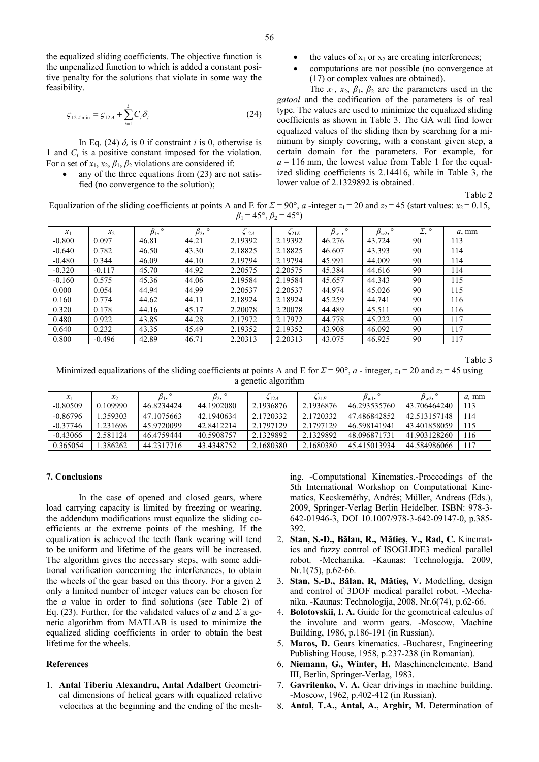the equalized sliding coefficients. The objective function is the unpenalized function to which is added a constant positive penalty for the solutions that violate in some way the feasibility.

$$\varsigma_{12A\min} = \varsigma_{12A} + \sum_{i=1}^{k} C_i \delta_i \tag{24}$$

In Eq. (24) $\delta_i$ is 0 if constraint $i$ is 0, otherwise is 1 and $C_i$ is a positive constant imposed for the violation. For a set of $x_1$, $x_2$, $\beta_1$, $\beta_2$ violations are considered if:

- any of the three equations from (23) are not satisfied (no convergence to the solution);
- the values of $x_1$ or $x_2$ are creating interferences;
- computations are not possible (no convergence at (17) or complex values are obtained).

The $x_1$, $x_2$, $\beta_1$, $\beta_2$ are the parameters used in the *gatool* and the codification of the parameters is of real type. The values are used to minimize the equalized sliding coefficients as shown in Table 3. The GA will find lower equalized values of the sliding then by searching for a minimum by simply covering, with a constant given step, a certain domain for the parameters. For example, for $a = 116$ mm, the lowest value from Table 1 for the equalized sliding coefficients is 2.14416, while in Table 3, the lower value of 2.1329892 is obtained.

Table 2

Equalization of the sliding coefficients at points A and E for $\Sigma = 90°$, $a$ -integer $z_1 = 20$ and $z_2 = 45$ (start values: $x_2 = 0.15$, $\beta_1 = 45°$, $\beta_2 = 45°$)

| $x_1$ | $x_2$ | $\beta_1$, ° | $\beta_2$, ° | $\zeta_{12A}$ | $\zeta_{21E}$ | $\beta_{w1}$, ° | $\beta_{w2}$, ° | $\Sigma$, ° | $a$, mm |
|---|---|---|---|---|---|---|---|---|---|
| -0.800 | 0.097 | 46.81 | 44.21 | 2.19392 | 2.19392 | 46.276 | 43.724 | 90 | 113 |
| -0.640 | 0.782 | 46.50 | 43.30 | 2.18825 | 2.18825 | 46.607 | 43.393 | 90 | 114 |
| -0.480 | 0.344 | 46.09 | 44.10 | 2.19794 | 2.19794 | 45.991 | 44.009 | 90 | 114 |
| -0.320 | -0.117 | 45.70 | 44.92 | 2.20575 | 2.20575 | 45.384 | 44.616 | 90 | 114 |
| -0.160 | 0.575 | 45.36 | 44.06 | 2.19584 | 2.19584 | 45.657 | 44.343 | 90 | 115 |
| 0.000 | 0.054 | 44.94 | 44.99 | 2.20537 | 2.20537 | 44.974 | 45.026 | 90 | 115 |
| 0.160 | 0.774 | 44.62 | 44.11 | 2.18924 | 2.18924 | 45.259 | 44.741 | 90 | 116 |
| 0.320 | 0.178 | 44.16 | 45.17 | 2.20078 | 2.20078 | 44.489 | 45.511 | 90 | 116 |
| 0.480 | 0.922 | 43.85 | 44.28 | 2.17972 | 2.17972 | 44.778 | 45.222 | 90 | 117 |
| 0.640 | 0.232 | 43.35 | 45.49 | 2.19352 | 2.19352 | 43.908 | 46.092 | 90 | 117 |
| 0.800 | -0.496 | 42.89 | 46.71 | 2.20313 | 2.20313 | 43.075 | 46.925 | 90 | 117 |

Table 3

Minimized equalizations of the sliding coefficients at points A and E for $\Sigma = 90°$, $a$ - integer, $z_1 = 20$ and $z_2 = 45$ using a genetic algorithm

| $x_1$ | $x_2$ | $\beta_1$, ° | $\beta_2$, ° | $\zeta_{12A}$ | $\zeta_{21E}$ | $\beta_{w1}$, ° | $\beta_{w2}$, ° | $a$, mm |
|---|---|---|---|---|---|---|---|---|
| -0.80509 | 0.109990 | 46.8234424 | 44.1902080 | 2.1936876 | 2.1936876 | 46.293535760 | 43.706464240 | 113 |
| -0.86796 | 1.359303 | 47.1075663 | 42.1940634 | 2.1720332 | 2.1720332 | 47.486842852 | 42.513157148 | 114 |
| -0.37746 | 1.231696 | 45.9720099 | 42.8412214 | 2.1797129 | 2.1797129 | 46.598141941 | 43.401858059 | 115 |
| -0.43066 | 2.581124 | 46.4759444 | 40.5908757 | 2.1329892 | 2.1329892 | 48.096871731 | 41.903128260 | 116 |
| 0.365054 | 1.386262 | 44.2317716 | 43.4348752 | 2.1680380 | 2.1680380 | 45.415013934 | 44.584986066 | 117 |

## 7. Conclusions

In the case of opened and closed gears, where load carrying capacity is limited by freezing or wearing, the addendum modifications must equalize the sliding coefficients at the extreme points of the meshing. If the equalization is achieved the teeth flank wearing will tend to be uniform and lifetime of the gears will be increased. The algorithm gives the necessary steps, with some additional verification concerning the interferences, to obtain the wheels of the gear based on this theory. For a given $\Sigma$ only a limited number of integer values can be chosen for the $a$ value in order to find solutions (see Table 2) of Eq. (23). Further, for the validated values of $a$ and $\Sigma$ a genetic algorithm from MATLAB is used to minimize the equalized sliding coefficients in order to obtain the best lifetime for the wheels.

## References

1. **Antal Tiberiu Alexandru, Antal Adalbert** Geometrical dimensions of helical gears with equalized relative velocities at the beginning and the ending of the meshing. -Computational Kinematics.-Proceedings of the 5th International Workshop on Computational Kinematics, Kecskeméthy, Andrés; Müller, Andreas (Eds.), 2009, Springer-Verlag Berlin Heidelber. ISBN: 978-3-642-01946-3, DOI 10.1007/978-3-642-09147-0, p.385-392.
2. **Stan, S.-D., Bălan, R., Mătieş, V., Rad, C.** Kinematics and fuzzy control of ISOGLIDE3 medical parallel robot. -Mechanika. -Kaunas: Technologija, 2009, Nr.1(75), p.62-66.
3. **Stan, S.-D., Bălan, R, Mătieş, V.** Modelling, design and control of 3DOF medical parallel robot. -Mechanika. -Kaunas: Technologija, 2008, Nr.6(74), p.62-66.
4. **Bolotovskii, I. A.** Guide for the geometrical calculus of the involute and worm gears. -Moscow, Machine Building, 1986, p.186-191 (in Russian).
5. **Maros, D.** Gears kinematics. -Bucharest, Engineering Publishing House, 1958, p.237-238 (in Romanian).
6. **Niemann, G., Winter, H.** Maschinenelemente. Band III, Berlin, Springer-Verlag, 1983.
7. **Gavrilenko, V. A.** Gear drivings in machine building. -Moscow, 1962, p.402-412 (in Russian).
8. **Antal, T.A., Antal, A., Arghir, M.** Determination of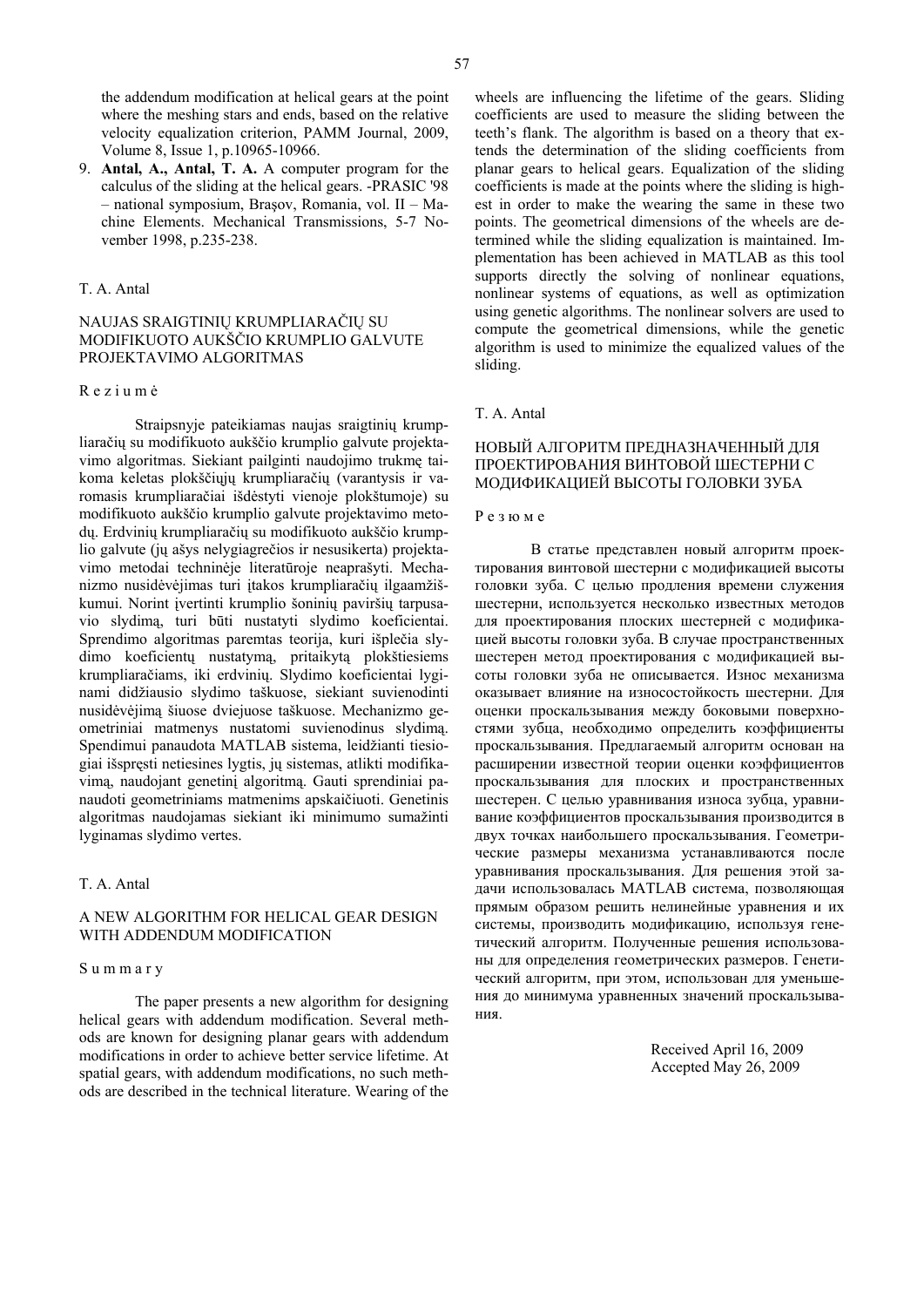the addendum modification at helical gears at the point where the meshing stars and ends, based on the relative velocity equalization criterion, PAMM Journal, 2009, Volume 8, Issue 1, p.10965-10966.

9. **Antal, A., Antal, T. A.** A computer program for the calculus of the sliding at the helical gears. -PRASIC '98 – national symposium, Braşov, Romania, vol. II – Machine Elements. Mechanical Transmissions, 5-7 November 1998, p.235-238.

T. A. Antal

## NAUJAS SRAIGTINIŲ KRUMPLIARAČIŲ SU MODIFIKUOTO AUKŠČIO KRUMPLIO GALVUTE PROJEKTAVIMO ALGORITMAS

R e z i u m ė

Straipsnyje pateikiamas naujas sraigtinių krumpliaračių su modifikuoto aukščio krumplio galvute projektavimo algoritmas. Siekiant pailginti naudojimo trukmę taikoma keletas plokščiųjų krumpliaračių (varantysis ir varomasis krumpliaračiai išdėstyti vienoje plokštumoje) su modifikuoto aukščio krumplio galvute projektavimo metodų. Erdvinių krumpliaračių su modifikuoto aukščio krumplio galvute (jų ašys nelygiagrečios ir nesusikerta) projektavimo metodai techninėje literatūroje neaprašyti. Mechanizmo nusidėvėjimas turi įtakos krumpliaračių ilgaamžiškumui. Norint įvertinti krumplio šoninių paviršių tarpusavio slydimą, turi būti nustatyti slydimo koeficientai. Sprendimo algoritmas paremtas teorija, kuri išplečia slydimo koeficientų nustatymą, pritaikytą plokščiesiems krumpliaračiams, iki erdvinių. Slydimo koeficientai lyginami didžiausio slydimo taškuose, siekiant suvienodinti nusidėvėjimą šiuose dviejuose taškuose. Mechanizmo geometriniai matmenys nustatomi suvienodinus slydimą. Spendimui panaudota MATLAB sistema, leidžianti tiesiogiai išspręsti netiesines lygtis, jų sistemas, atlikti modifikavimą, naudojant genetinį algoritmą. Gauti sprendiniai panaudoti geometriniams matmenims apskaičiuoti. Genetinis algoritmas naudojamas siekiant iki minimumo sumažinti lyginamas slydimo vertes.

T. A. Antal

## A NEW ALGORITHM FOR HELICAL GEAR DESIGN WITH ADDENDUM MODIFICATION

S u m m a r y

The paper presents a new algorithm for designing helical gears with addendum modification. Several methods are known for designing planar gears with addendum modifications in order to achieve better service lifetime. At spatial gears, with addendum modifications, no such methods are described in the technical literature. Wearing of the wheels are influencing the lifetime of the gears. Sliding coefficients are used to measure the sliding between the teeth's flank. The algorithm is based on a theory that extends the determination of the sliding coefficients from planar gears to helical gears. Equalization of the sliding coefficients is made at the points where the sliding is highest in order to make the wearing the same in these two points. The geometrical dimensions of the wheels are determined while the sliding equalization is maintained. Implementation has been achieved in MATLAB as this tool supports directly the solving of nonlinear equations, nonlinear systems of equations, as well as optimization using genetic algorithms. The nonlinear solvers are used to compute the geometrical dimensions, while the genetic algorithm is used to minimize the equalized values of the sliding.

T. A. Antal

## НОВЫЙ АЛГОРИТМ ПРЕДНАЗНАЧЕННЫЙ ДЛЯ ПРОЕКТИРОВАНИЯ ВИНТОВОЙ ШЕСТЕРНИ С МОДИФИКАЦИЕЙ ВЫСОТЫ ГОЛОВКИ ЗУБА

Р е з ю м е

В статье представлен новый алгоритм проектирования винтовой шестерни с модификацией высоты головки зуба. С целью продления времени служения шестерни, используется несколько известных методов для проектирования плоских шестерней с модификацией высоты головки зуба. В случае пространственных шестерен метод проектирования с модификацией высоты головки зуба не описывается. Износ механизма оказывает влияние на износостойкость шестерни. Для оценки проскальзывания между боковыми поверхностями зубца, необходимо определить коэффициенты проскальзывания. Предлагаемый алгоритм основан на расширении известной теории оценки коэффициентов проскальзывания для плоских и пространственных шестерен. С целью уравнивания износа зубца, уравнивание коэффициентов проскальзывания производится в двух точках наибольшего проскальзывания. Геометрические размеры механизма устанавливаются после уравнивания проскальзывания. Для решения этой задачи использовалась MATLAB система, позволяющая прямым образом решить нелинейные уравнения и их системы, производить модификацию, используя генетический алгоритм. Полученные решения использованы для определения геометрических размеров. Генетический алгоритм, при этом, использован для уменьшения до минимума уравненных значений проскальзывания.

Received April 16, 2009
Accepted May 26, 2009